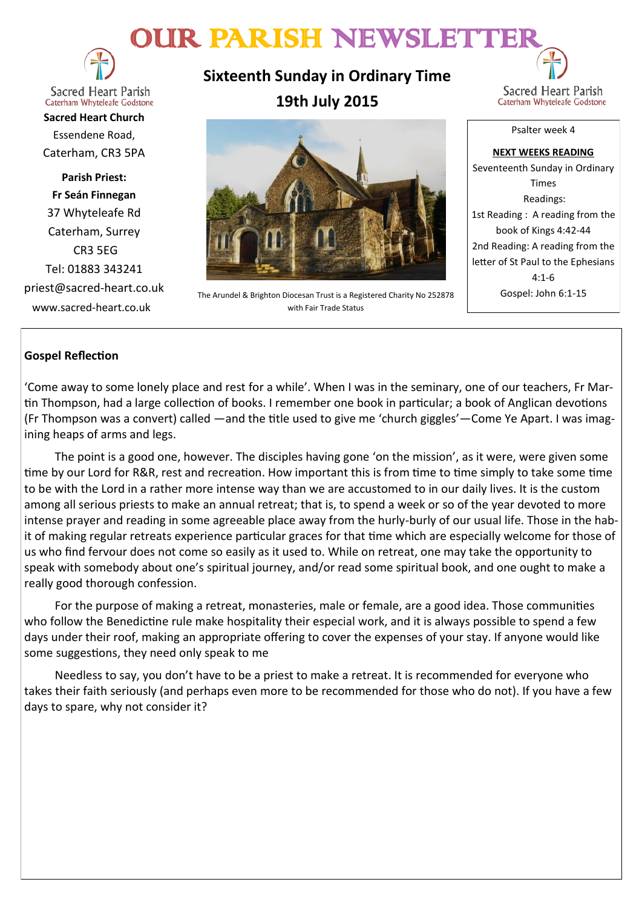# OUR PARISH NEWSLETTER

Sacred Heart Parish
Caterham Whyteleafe Godstone

**Sacred Heart Church**
Essendene Road,
Caterham, CR3 5PA

**Parish Priest:**
**Fr Seán Finnegan**
37 Whyteleafe Rd
Caterham, Surrey
CR3 5EG
Tel: 01883 343241
priest@sacred-heart.co.uk
www.sacred-heart.co.uk

## Sixteenth Sunday in Ordinary Time
## 19th July 2015

The Arundel & Brighton Diocesan Trust is a Registered Charity No 252878 with Fair Trade Status

Psalter week 4

**NEXT WEEKS READING**

Seventeenth Sunday in Ordinary Times

Readings:

1st Reading : A reading from the book of Kings 4:42-44

2nd Reading: A reading from the letter of St Paul to the Ephesians 4:1-6

Gospel: John 6:1-15

### Gospel Reflection

'Come away to some lonely place and rest for a while'. When I was in the seminary, one of our teachers, Fr Martin Thompson, had a large collection of books. I remember one book in particular; a book of Anglican devotions (Fr Thompson was a convert) called —and the title used to give me 'church giggles'—Come Ye Apart. I was imagining heaps of arms and legs.

The point is a good one, however. The disciples having gone 'on the mission', as it were, were given some time by our Lord for R&R, rest and recreation. How important this is from time to time simply to take some time to be with the Lord in a rather more intense way than we are accustomed to in our daily lives. It is the custom among all serious priests to make an annual retreat; that is, to spend a week or so of the year devoted to more intense prayer and reading in some agreeable place away from the hurly-burly of our usual life. Those in the habit of making regular retreats experience particular graces for that time which are especially welcome for those of us who find fervour does not come so easily as it used to. While on retreat, one may take the opportunity to speak with somebody about one's spiritual journey, and/or read some spiritual book, and one ought to make a really good thorough confession.

For the purpose of making a retreat, monasteries, male or female, are a good idea. Those communities who follow the Benedictine rule make hospitality their especial work, and it is always possible to spend a few days under their roof, making an appropriate offering to cover the expenses of your stay. If anyone would like some suggestions, they need only speak to me

Needless to say, you don't have to be a priest to make a retreat. It is recommended for everyone who takes their faith seriously (and perhaps even more to be recommended for those who do not). If you have a few days to spare, why not consider it?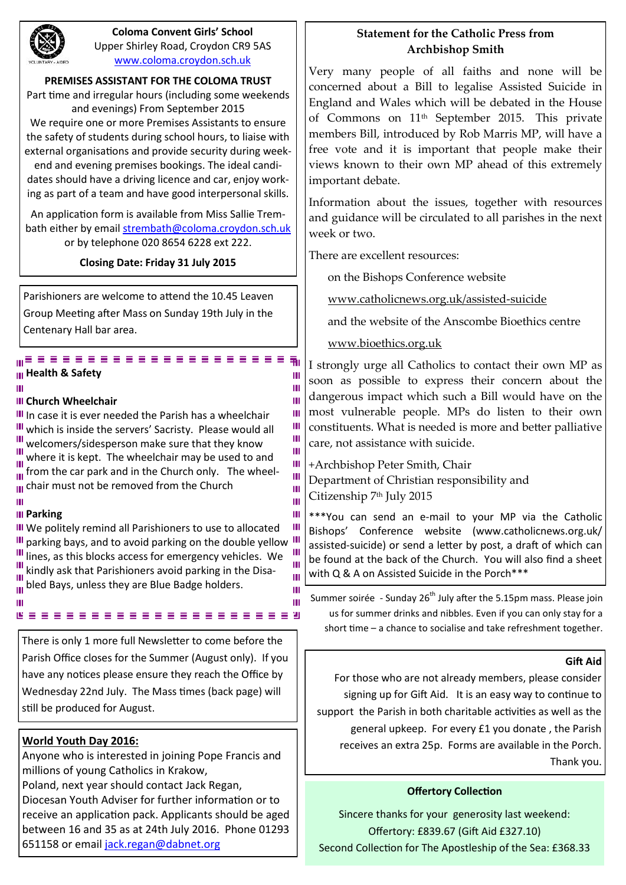**Coloma Convent Girls' School**
Upper Shirley Road, Croydon CR9 5AS
www.coloma.croydon.sch.uk

**PREMISES ASSISTANT FOR THE COLOMA TRUST**

Part time and irregular hours (including some weekends and evenings) From September 2015

We require one or more Premises Assistants to ensure the safety of students during school hours, to liaise with external organisations and provide security during weekend and evening premises bookings. The ideal candidates should have a driving licence and car, enjoy working as part of a team and have good interpersonal skills.

An application form is available from Miss Sallie Trembath either by email strembath@coloma.croydon.sch.uk or by telephone 020 8654 6228 ext 222.

**Closing Date: Friday 31 July 2015**

Parishioners are welcome to attend the 10.45 Leaven Group Meeting after Mass on Sunday 19th July in the Centenary Hall bar area.

**Health & Safety**

**Church Wheelchair**

In case it is ever needed the Parish has a wheelchair which is inside the servers' Sacristy. Please would all welcomers/sidesperson make sure that they know where it is kept. The wheelchair may be used to and from the car park and in the Church only. The wheelchair must not be removed from the Church

**Parking**

We politely remind all Parishioners to use to allocated parking bays, and to avoid parking on the double yellow lines, as this blocks access for emergency vehicles. We kindly ask that Parishioners avoid parking in the Disabled Bays, unless they are Blue Badge holders.

There is only 1 more full Newsletter to come before the Parish Office closes for the Summer (August only). If you have any notices please ensure they reach the Office by Wednesday 22nd July. The Mass times (back page) will still be produced for August.

**World Youth Day 2016:**

Anyone who is interested in joining Pope Francis and millions of young Catholics in Krakow, Poland, next year should contact Jack Regan, Diocesan Youth Adviser for further information or to receive an application pack. Applicants should be aged between 16 and 35 as at 24th July 2016. Phone 01293 651158 or email jack.regan@dabnet.org

**Statement for the Catholic Press from Archbishop Smith**

Very many people of all faiths and none will be concerned about a Bill to legalise Assisted Suicide in England and Wales which will be debated in the House of Commons on 11th September 2015. This private members Bill, introduced by Rob Marris MP, will have a free vote and it is important that people make their views known to their own MP ahead of this extremely important debate.

Information about the issues, together with resources and guidance will be circulated to all parishes in the next week or two.

There are excellent resources:

on the Bishops Conference website

www.catholicnews.org.uk/assisted-suicide

and the website of the Anscombe Bioethics centre

www.bioethics.org.uk

I strongly urge all Catholics to contact their own MP as soon as possible to express their concern about the dangerous impact which such a Bill would have on the most vulnerable people. MPs do listen to their own constituents. What is needed is more and better palliative care, not assistance with suicide.

+Archbishop Peter Smith, Chair
Department of Christian responsibility and Citizenship 7th July 2015

***You can send an e-mail to your MP via the Catholic Bishops' Conference website (www.catholicnews.org.uk/assisted-suicide) or send a letter by post, a draft of which can be found at the back of the Church. You will also find a sheet with Q & A on Assisted Suicide in the Porch***

Summer soirée - Sunday 26th July after the 5.15pm mass. Please join us for summer drinks and nibbles. Even if you can only stay for a short time – a chance to socialise and take refreshment together.

**Gift Aid**

For those who are not already members, please consider signing up for Gift Aid. It is an easy way to continue to support the Parish in both charitable activities as well as the general upkeep. For every £1 you donate , the Parish receives an extra 25p. Forms are available in the Porch. Thank you.

**Offertory Collection**

Sincere thanks for your generosity last weekend:
Offertory: £839.67 (Gift Aid £327.10)
Second Collection for The Apostleship of the Sea: £368.33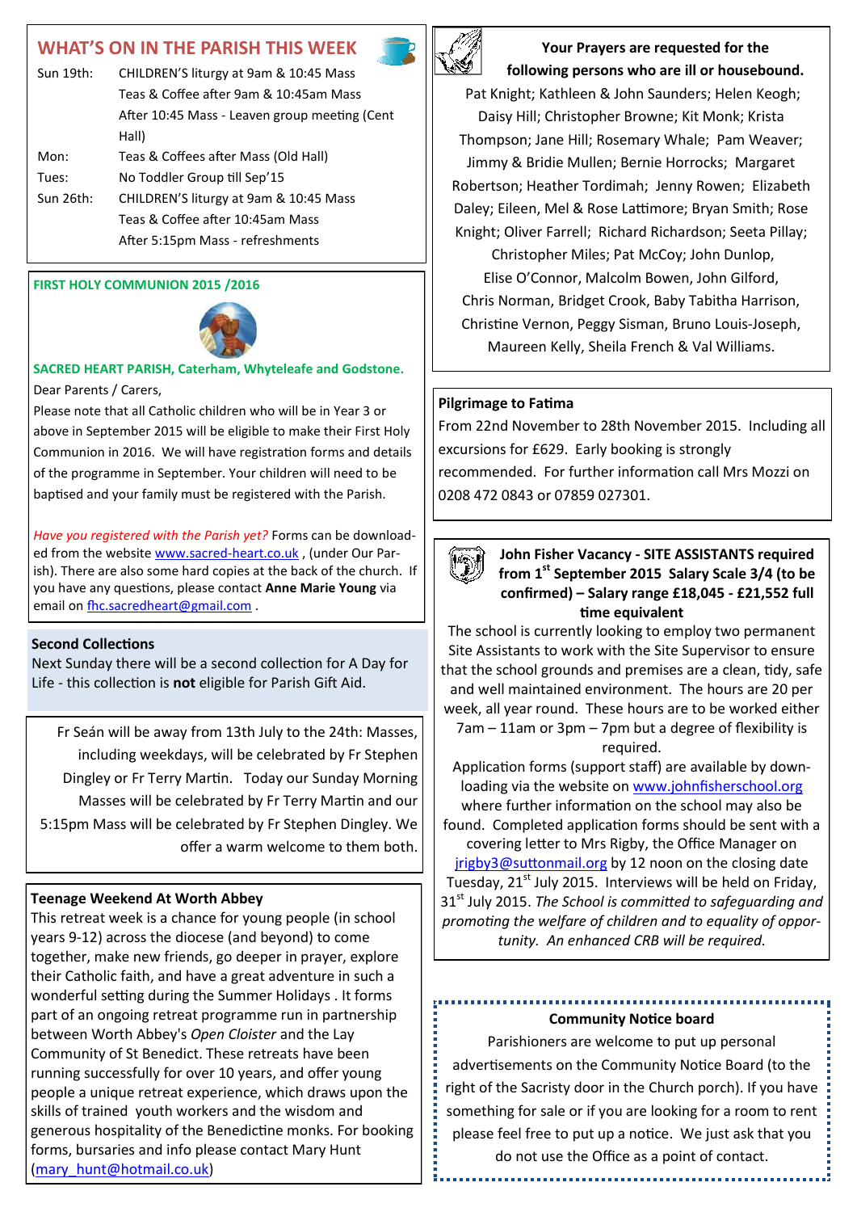## WHAT'S ON IN THE PARISH THIS WEEK

| | |
|---|---|
| Sun 19th: | CHILDREN'S liturgy at 9am & 10:45 Mass |
| | Teas & Coffee after 9am & 10:45am Mass |
| | After 10:45 Mass - Leaven group meeting (Cent Hall) |
| Mon: | Teas & Coffees after Mass (Old Hall) |
| Tues: | No Toddler Group till Sep'15 |
| Sun 26th: | CHILDREN'S liturgy at 9am & 10:45 Mass |
| | Teas & Coffee after 10:45am Mass |
| | After 5:15pm Mass - refreshments |

### FIRST HOLY COMMUNION 2015 /2016

**SACRED HEART PARISH, Caterham, Whyteleafe and Godstone.**

Dear Parents / Carers,

Please note that all Catholic children who will be in Year 3 or above in September 2015 will be eligible to make their First Holy Communion in 2016. We will have registration forms and details of the programme in September. Your children will need to be baptised and your family must be registered with the Parish.

*Have you registered with the Parish yet?* Forms can be downloaded from the website www.sacred-heart.co.uk , (under Our Parish). There are also some hard copies at the back of the church. If you have any questions, please contact **Anne Marie Young** via email on fhc.sacredheart@gmail.com .

### Second Collections

Next Sunday there will be a second collection for A Day for Life - this collection is **not** eligible for Parish Gift Aid.

Fr Seán will be away from 13th July to the 24th: Masses, including weekdays, will be celebrated by Fr Stephen Dingley or Fr Terry Martin. Today our Sunday Morning Masses will be celebrated by Fr Terry Martin and our 5:15pm Mass will be celebrated by Fr Stephen Dingley. We offer a warm welcome to them both.

### Teenage Weekend At Worth Abbey

This retreat week is a chance for young people (in school years 9-12) across the diocese (and beyond) to come together, make new friends, go deeper in prayer, explore their Catholic faith, and have a great adventure in such a wonderful setting during the Summer Holidays . It forms part of an ongoing retreat programme run in partnership between Worth Abbey's *Open Cloister* and the Lay Community of St Benedict. These retreats have been running successfully for over 10 years, and offer young people a unique retreat experience, which draws upon the skills of trained youth workers and the wisdom and generous hospitality of the Benedictine monks. For booking forms, bursaries and info please contact Mary Hunt (mary_hunt@hotmail.co.uk)

### Your Prayers are requested for the following persons who are ill or housebound.

Pat Knight; Kathleen & John Saunders; Helen Keogh; Daisy Hill; Christopher Browne; Kit Monk; Krista Thompson; Jane Hill; Rosemary Whale; Pam Weaver; Jimmy & Bridie Mullen; Bernie Horrocks; Margaret Robertson; Heather Tordimah; Jenny Rowen; Elizabeth Daley; Eileen, Mel & Rose Lattimore; Bryan Smith; Rose Knight; Oliver Farrell; Richard Richardson; Seeta Pillay; Christopher Miles; Pat McCoy; John Dunlop, Elise O'Connor, Malcolm Bowen, John Gilford, Chris Norman, Bridget Crook, Baby Tabitha Harrison, Christine Vernon, Peggy Sisman, Bruno Louis-Joseph, Maureen Kelly, Sheila French & Val Williams.

### Pilgrimage to Fatima

From 22nd November to 28th November 2015. Including all excursions for £629. Early booking is strongly recommended. For further information call Mrs Mozzi on 0208 472 0843 or 07859 027301.

### John Fisher Vacancy - SITE ASSISTANTS required from 1st September 2015 Salary Scale 3/4 (to be confirmed) – Salary range £18,045 - £21,552 full time equivalent

The school is currently looking to employ two permanent Site Assistants to work with the Site Supervisor to ensure that the school grounds and premises are a clean, tidy, safe and well maintained environment. The hours are 20 per week, all year round. These hours are to be worked either 7am – 11am or 3pm – 7pm but a degree of flexibility is required.

Application forms (support staff) are available by downloading via the website on www.johnfisherschool.org where further information on the school may also be found. Completed application forms should be sent with a covering letter to Mrs Rigby, the Office Manager on jrigby3@suttonmail.org by 12 noon on the closing date Tuesday, 21st July 2015. Interviews will be held on Friday, 31st July 2015. *The School is committed to safeguarding and promoting the welfare of children and to equality of opportunity. An enhanced CRB will be required.*

### Community Notice board

Parishioners are welcome to put up personal advertisements on the Community Notice Board (to the right of the Sacristy door in the Church porch). If you have something for sale or if you are looking for a room to rent please feel free to put up a notice. We just ask that you do not use the Office as a point of contact.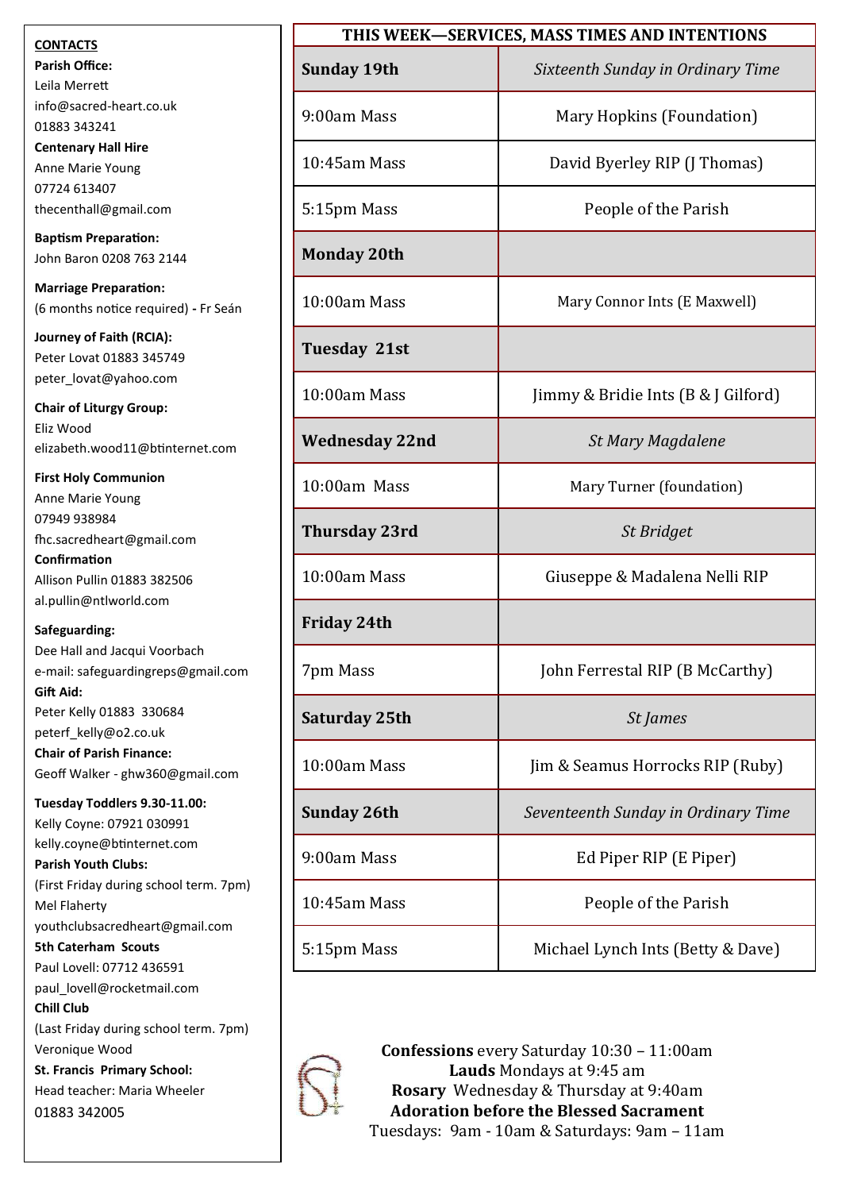**CONTACTS**

**Parish Office:**
Leila Merrett
info@sacred-heart.co.uk
01883 343241

**Centenary Hall Hire**
Anne Marie Young
07724 613407
thecenthall@gmail.com

**Baptism Preparation:**
John Baron 0208 763 2144

**Marriage Preparation:**
(6 months notice required) **-** Fr Seán

**Journey of Faith (RCIA):**
Peter Lovat 01883 345749
peter_lovat@yahoo.com

**Chair of Liturgy Group:**
Eliz Wood
elizabeth.wood11@btinternet.com

**First Holy Communion**
Anne Marie Young
07949 938984
fhc.sacredheart@gmail.com

**Confirmation**
Allison Pullin 01883 382506
al.pullin@ntlworld.com

**Safeguarding:**
Dee Hall and Jacqui Voorbach
e-mail: safeguardingreps@gmail.com

**Gift Aid:**
Peter Kelly 01883 330684
peterf_kelly@o2.co.uk

**Chair of Parish Finance:**
Geoff Walker - ghw360@gmail.com

**Tuesday Toddlers 9.30-11.00:**
Kelly Coyne: 07921 030991
kelly.coyne@btinternet.com

**Parish Youth Clubs:**
(First Friday during school term. 7pm)
Mel Flaherty
youthclubsacredheart@gmail.com

**5th Caterham Scouts**
Paul Lovell: 07712 436591
paul_lovell@rocketmail.com

**Chill Club**
(Last Friday during school term. 7pm)
Veronique Wood

**St. Francis Primary School:**
Head teacher: Maria Wheeler
01883 342005

| THIS WEEK—SERVICES, MASS TIMES AND INTENTIONS | |
|---|---|
| **Sunday 19th** | *Sixteenth Sunday in Ordinary Time* |
| 9:00am Mass | Mary Hopkins (Foundation) |
| 10:45am Mass | David Byerley RIP (J Thomas) |
| 5:15pm Mass | People of the Parish |
| **Monday 20th** | |
| 10:00am Mass | Mary Connor Ints (E Maxwell) |
| **Tuesday 21st** | |
| 10:00am Mass | Jimmy & Bridie Ints (B & J Gilford) |
| **Wednesday 22nd** | *St Mary Magdalene* |
| 10:00am Mass | Mary Turner (foundation) |
| **Thursday 23rd** | *St Bridget* |
| 10:00am Mass | Giuseppe & Madalena Nelli RIP |
| **Friday 24th** | |
| 7pm Mass | John Ferrestal RIP (B McCarthy) |
| **Saturday 25th** | *St James* |
| 10:00am Mass | Jim & Seamus Horrocks RIP (Ruby) |
| **Sunday 26th** | *Seventeenth Sunday in Ordinary Time* |
| 9:00am Mass | Ed Piper RIP (E Piper) |
| 10:45am Mass | People of the Parish |
| 5:15pm Mass | Michael Lynch Ints (Betty & Dave) |

**Confessions** every Saturday 10:30 – 11:00am
**Lauds** Mondays at 9:45 am
**Rosary** Wednesday & Thursday at 9:40am
**Adoration before the Blessed Sacrament**
Tuesdays: 9am - 10am & Saturdays: 9am – 11am